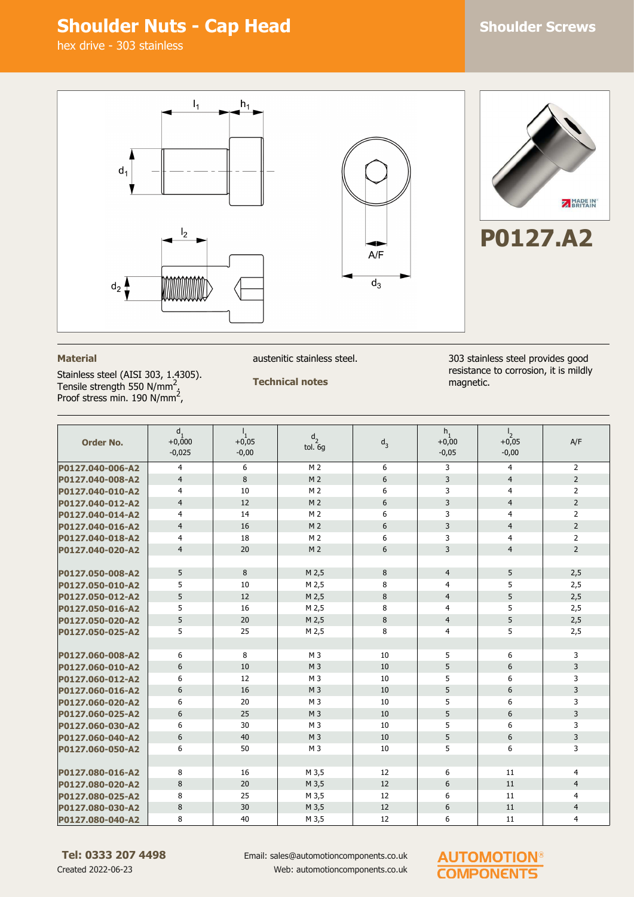# Shoulder Nuts - Cap Head

hex drive - 303 stainless

Shoulder Screws

**P0127.A2**

### Material

Stainless steel (AISI 303, 1.4305).
Tensile strength 550 N/mm$^2$,
Proof stress min. 190 N/mm$^2$,
austenitic stainless steel.

### Technical notes

303 stainless steel provides good resistance to corrosion, it is mildly magnetic.

| Order No. | $d_1$ +0,000 -0,025 | $l_1$ +0,05 -0,00 | $d_2$ tol. 6g | $d_3$ | $h_1$ +0,00 -0,05 | $l_2$ +0,05 -0,00 | A/F |
|---|---|---|---|---|---|---|---|
| P0127.040-006-A2 | 4 | 6 | M 2 | 6 | 3 | 4 | 2 |
| P0127.040-008-A2 | 4 | 8 | M 2 | 6 | 3 | 4 | 2 |
| P0127.040-010-A2 | 4 | 10 | M 2 | 6 | 3 | 4 | 2 |
| P0127.040-012-A2 | 4 | 12 | M 2 | 6 | 3 | 4 | 2 |
| P0127.040-014-A2 | 4 | 14 | M 2 | 6 | 3 | 4 | 2 |
| P0127.040-016-A2 | 4 | 16 | M 2 | 6 | 3 | 4 | 2 |
| P0127.040-018-A2 | 4 | 18 | M 2 | 6 | 3 | 4 | 2 |
| P0127.040-020-A2 | 4 | 20 | M 2 | 6 | 3 | 4 | 2 |
| | | | | | | | |
| P0127.050-008-A2 | 5 | 8 | M 2,5 | 8 | 4 | 5 | 2,5 |
| P0127.050-010-A2 | 5 | 10 | M 2,5 | 8 | 4 | 5 | 2,5 |
| P0127.050-012-A2 | 5 | 12 | M 2,5 | 8 | 4 | 5 | 2,5 |
| P0127.050-016-A2 | 5 | 16 | M 2,5 | 8 | 4 | 5 | 2,5 |
| P0127.050-020-A2 | 5 | 20 | M 2,5 | 8 | 4 | 5 | 2,5 |
| P0127.050-025-A2 | 5 | 25 | M 2,5 | 8 | 4 | 5 | 2,5 |
| | | | | | | | |
| P0127.060-008-A2 | 6 | 8 | M 3 | 10 | 5 | 6 | 3 |
| P0127.060-010-A2 | 6 | 10 | M 3 | 10 | 5 | 6 | 3 |
| P0127.060-012-A2 | 6 | 12 | M 3 | 10 | 5 | 6 | 3 |
| P0127.060-016-A2 | 6 | 16 | M 3 | 10 | 5 | 6 | 3 |
| P0127.060-020-A2 | 6 | 20 | M 3 | 10 | 5 | 6 | 3 |
| P0127.060-025-A2 | 6 | 25 | M 3 | 10 | 5 | 6 | 3 |
| P0127.060-030-A2 | 6 | 30 | M 3 | 10 | 5 | 6 | 3 |
| P0127.060-040-A2 | 6 | 40 | M 3 | 10 | 5 | 6 | 3 |
| P0127.060-050-A2 | 6 | 50 | M 3 | 10 | 5 | 6 | 3 |
| | | | | | | | |
| P0127.080-016-A2 | 8 | 16 | M 3,5 | 12 | 6 | 11 | 4 |
| P0127.080-020-A2 | 8 | 20 | M 3,5 | 12 | 6 | 11 | 4 |
| P0127.080-025-A2 | 8 | 25 | M 3,5 | 12 | 6 | 11 | 4 |
| P0127.080-030-A2 | 8 | 30 | M 3,5 | 12 | 6 | 11 | 4 |
| P0127.080-040-A2 | 8 | 40 | M 3,5 | 12 | 6 | 11 | 4 |

**Tel: 0333 207 4498**
Created 2022-06-23

Email: sales@automotioncomponents.co.uk
Web: automotioncomponents.co.uk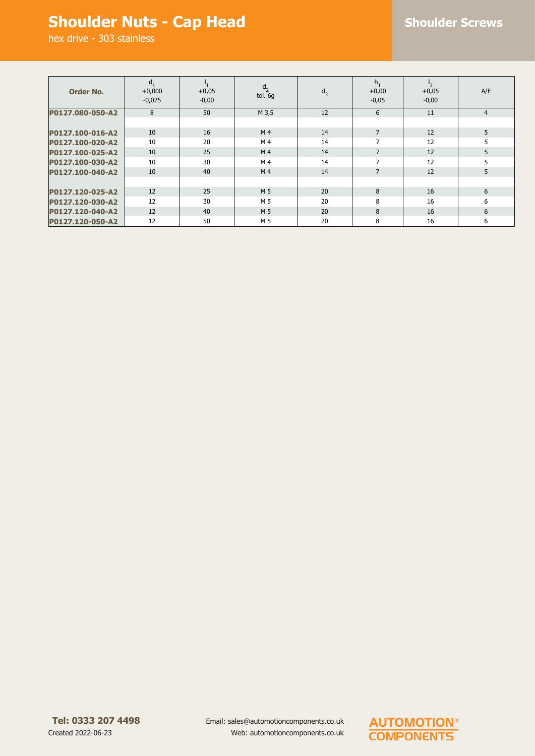# Shoulder Nuts - Cap Head

hex drive - 303 stainless

**Shoulder Screws**

| Order No. | $d_1$ +0,000 -0,025 | $l_1$ +0,05 -0,00 | $d_2$ tol. 6g | $d_3$ | $h_1$ +0,00 -0,05 | $l_2$ +0,05 -0,00 | A/F |
|---|---|---|---|---|---|---|---|
| P0127.080-050-A2 | 8 | 50 | M 3,5 | 12 | 6 | 11 | 4 |
| | | | | | | | |
| P0127.100-016-A2 | 10 | 16 | M 4 | 14 | 7 | 12 | 5 |
| P0127.100-020-A2 | 10 | 20 | M 4 | 14 | 7 | 12 | 5 |
| P0127.100-025-A2 | 10 | 25 | M 4 | 14 | 7 | 12 | 5 |
| P0127.100-030-A2 | 10 | 30 | M 4 | 14 | 7 | 12 | 5 |
| P0127.100-040-A2 | 10 | 40 | M 4 | 14 | 7 | 12 | 5 |
| | | | | | | | |
| P0127.120-025-A2 | 12 | 25 | M 5 | 20 | 8 | 16 | 6 |
| P0127.120-030-A2 | 12 | 30 | M 5 | 20 | 8 | 16 | 6 |
| P0127.120-040-A2 | 12 | 40 | M 5 | 20 | 8 | 16 | 6 |
| P0127.120-050-A2 | 12 | 50 | M 5 | 20 | 8 | 16 | 6 |

**Tel: 0333 207 4498**

Created 2022-06-23

Email: sales@automotioncomponents.co.uk

Web: automotioncomponents.co.uk

AUTOMOTION® COMPONENTS